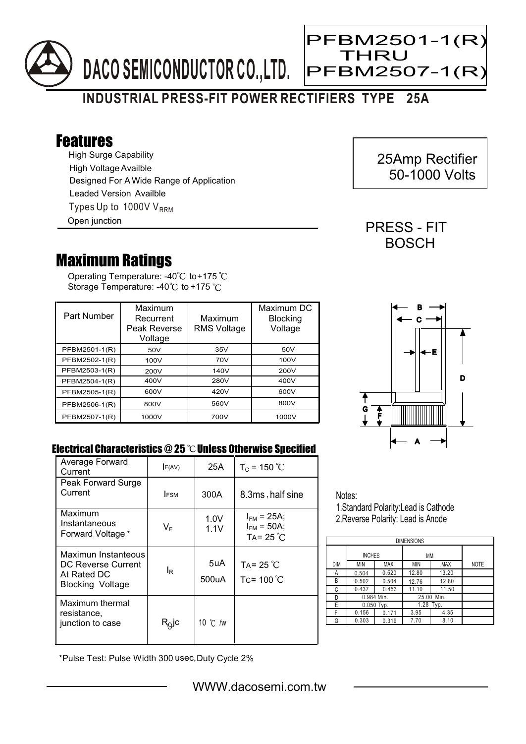# DACO SEMICONDUCTOR CO.,LTD.

**PFBM2501-1(R) THRU PFBM2507-1(R)**

## INDUSTRIAL PRESS-FIT POWER RECTIFIERS TYPE 25A

## Features

- High Surge Capability
- High Voltage Availble
- Designed For A Wide Range of Application
- Leaded Version Availble
- Types Up to 1000V $V_{RRM}$
- Open junction

25Amp Rectifier
50-1000 Volts

PRESS - FIT
BOSCH

## Maximum Ratings

Operating Temperature: -40℃ to +175 ℃
Storage Temperature: -40℃ to +175 ℃

| Part Number | Maximum Recurrent Peak Reverse Voltage | Maximum RMS Voltage | Maximum DC Blocking Voltage |
|---|---|---|---|
| PFBM2501-1(R) | 50V | 35V | 50V |
| PFBM2502-1(R) | 100V | 70V | 100V |
| PFBM2503-1(R) | 200V | 140V | 200V |
| PFBM2504-1(R) | 400V | 280V | 400V |
| PFBM2505-1(R) | 600V | 420V | 600V |
| PFBM2506-1(R) | 800V | 560V | 800V |
| PFBM2507-1(R) | 1000V | 700V | 1000V |

### Electrical Characteristics @ 25 ℃ Unless Otherwise Specified

| | | | |
|---|---|---|---|
| Average Forward Current | $I_{F(AV)}$ | 25A | $T_C$ = 150 ℃ |
| Peak Forward Surge Current | $I_{FSM}$ | 300A | 8.3ms, half sine |
| Maximum Instantaneous Forward Voltage * | $V_F$ | 1.0V<br>1.1V | $I_{FM}$ = 25A;<br>$I_{FM}$ = 50A;<br>TA= 25 ℃ |
| Maximun Instanteous DC Reverse Current At Rated DC Blocking Voltage | $I_R$ | 5uA<br>500uA | TA= 25 ℃<br>Tc= 100 ℃ |
| Maximum thermal resistance, junction to case | $R_{\theta}jc$ | 10 ℃ /w | |

*Pulse Test: Pulse Width 300 usec, Duty Cycle 2%

Notes:
1. Standard Polarity: Lead is Cathode
2. Reverse Polarity: Lead is Anode

| DIMENSIONS | | | | | |
|---|---|---|---|---|---|
| | INCHES | | MM | | |
| DIM | MIN | MAX | MIN | MAX | NOTE |
| A | 0.504 | 0.520 | 12.80 | 13.20 | |
| B | 0.502 | 0.504 | 12.76 | 12.80 | |
| C | 0.437 | 0.453 | 11.10 | 11.50 | |
| D | 0.984 Min. | | 25.00 Min. | | |
| E | 0.050 Typ. | | 1.28 Typ. | | |
| F | 0.156 | 0.171 | 3.95 | 4.35 | |
| G | 0.303 | 0.319 | 7.70 | 8.10 | |

WWW.dacosemi.com.tw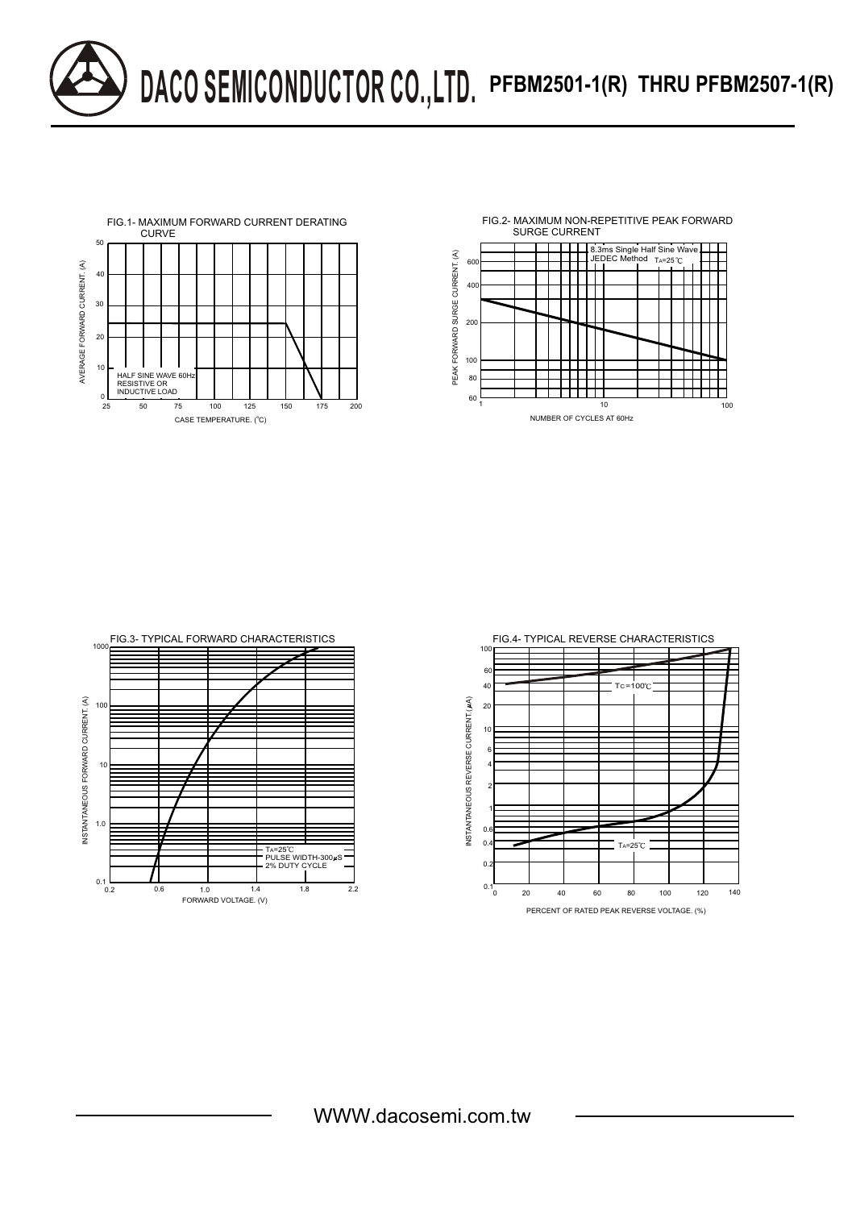FIG.1- MAXIMUM FORWARD CURRENT DERATING CURVE

AVERAGE FORWARD CURRENT. (A)

50
40
30
20
10
0

25 50 75 100 125 150 175 200

HALF SINE WAVE 60Hz
RESISTIVE OR
INDUCTIVE LOAD

CASE TEMPERATURE. (°C)

FIG.2- MAXIMUM NON-REPETITIVE PEAK FORWARD SURGE CURRENT

PEAK FORWARD SURGE CURRENT. (A)

600
400
200
100
80
60

8.3ms Single Half Sine Wave
JEDEC Method $T_A=25℃$

1 10 100

NUMBER OF CYCLES AT 60Hz

FIG.3- TYPICAL FORWARD CHARACTERISTICS

INSTANTANEOUS FORWARD CURRENT. (A)

1000
100
10
1.0
0.1

$T_A=25℃$
PULSE WIDTH-300$\mu$S
2% DUTY CYCLE

0.2 0.6 1.0 1.4 1.8 2.2

FORWARD VOLTAGE. (V)

FIG.4- TYPICAL REVERSE CHARACTERISTICS

INSTANTANEOUS REVERSE CURRENT.($\mu$A)

100
60
40
20
10
6
4
2
1
0.6
0.4
0.2
0.1

$T_C=100℃$

$T_A=25℃$

0 20 40 60 80 100 120 140

PERCENT OF RATED PEAK REVERSE VOLTAGE. (%)